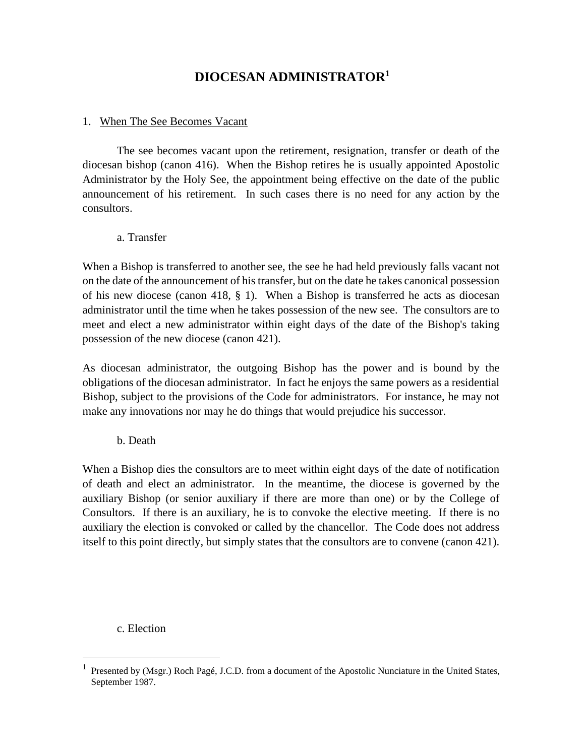# DIOCESAN ADMINISTRATOR[1]

## 1. When The See Becomes Vacant

The see becomes vacant upon the retirement, resignation, transfer or death of the diocesan bishop (canon 416). When the Bishop retires he is usually appointed Apostolic Administrator by the Holy See, the appointment being effective on the date of the public announcement of his retirement. In such cases there is no need for any action by the consultors.

### a. Transfer

When a Bishop is transferred to another see, the see he had held previously falls vacant not on the date of the announcement of his transfer, but on the date he takes canonical possession of his new diocese (canon 418, § 1). When a Bishop is transferred he acts as diocesan administrator until the time when he takes possession of the new see. The consultors are to meet and elect a new administrator within eight days of the date of the Bishop's taking possession of the new diocese (canon 421).

As diocesan administrator, the outgoing Bishop has the power and is bound by the obligations of the diocesan administrator. In fact he enjoys the same powers as a residential Bishop, subject to the provisions of the Code for administrators. For instance, he may not make any innovations nor may he do things that would prejudice his successor.

### b. Death

When a Bishop dies the consultors are to meet within eight days of the date of notification of death and elect an administrator. In the meantime, the diocese is governed by the auxiliary Bishop (or senior auxiliary if there are more than one) or by the College of Consultors. If there is an auxiliary, he is to convoke the elective meeting. If there is no auxiliary the election is convoked or called by the chancellor. The Code does not address itself to this point directly, but simply states that the consultors are to convene (canon 421).

### c. Election

---

[1] Presented by (Msgr.) Roch Pagé, J.C.D. from a document of the Apostolic Nunciature in the United States, September 1987.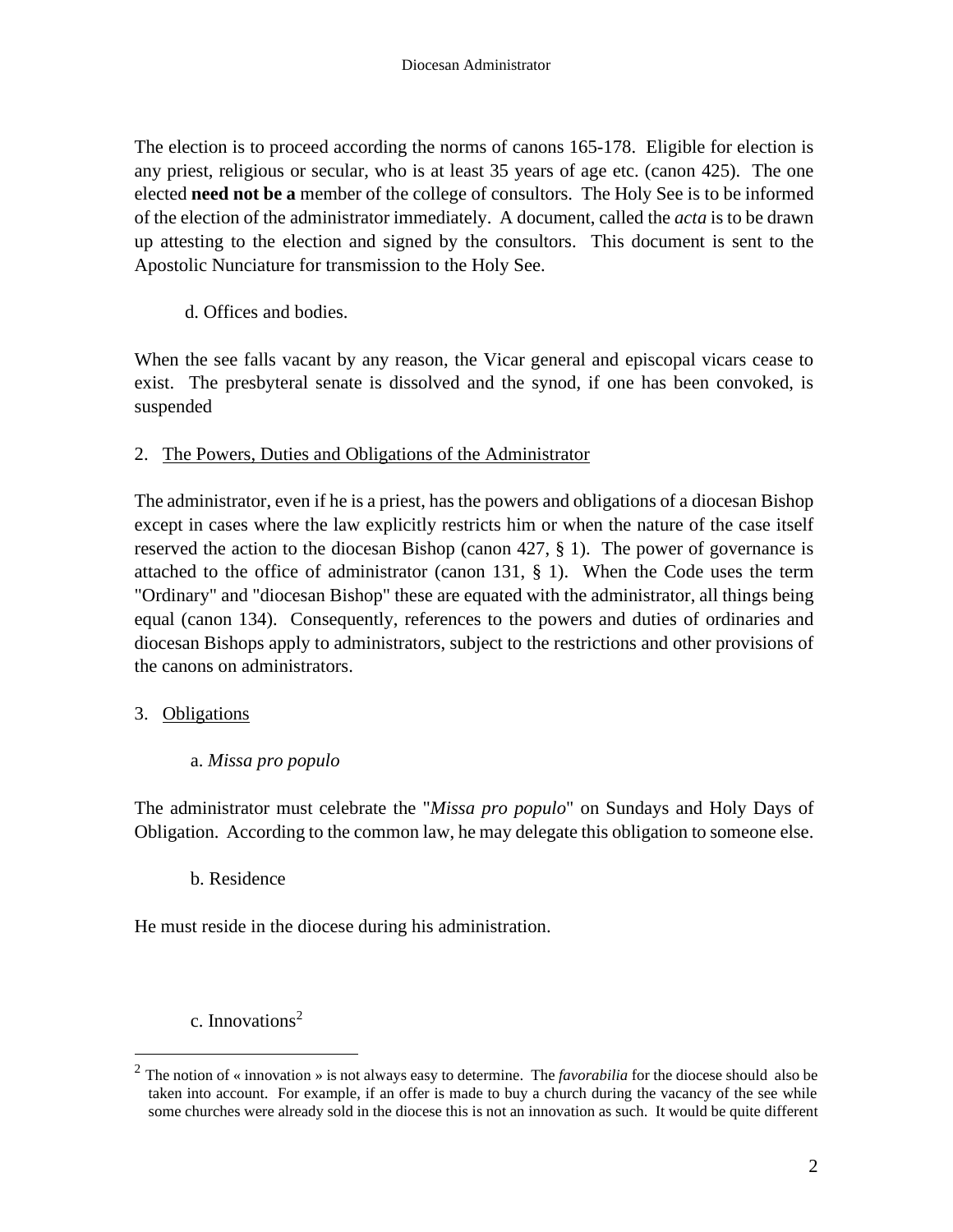The election is to proceed according the norms of canons 165-178. Eligible for election is any priest, religious or secular, who is at least 35 years of age etc. (canon 425). The one elected **need not be a** member of the college of consultors. The Holy See is to be informed of the election of the administrator immediately. A document, called the *acta* is to be drawn up attesting to the election and signed by the consultors. This document is sent to the Apostolic Nunciature for transmission to the Holy See.

d. Offices and bodies.

When the see falls vacant by any reason, the Vicar general and episcopal vicars cease to exist. The presbyteral senate is dissolved and the synod, if one has been convoked, is suspended

## 2. The Powers, Duties and Obligations of the Administrator

The administrator, even if he is a priest, has the powers and obligations of a diocesan Bishop except in cases where the law explicitly restricts him or when the nature of the case itself reserved the action to the diocesan Bishop (canon 427, § 1). The power of governance is attached to the office of administrator (canon 131, § 1). When the Code uses the term "Ordinary" and "diocesan Bishop" these are equated with the administrator, all things being equal (canon 134). Consequently, references to the powers and duties of ordinaries and diocesan Bishops apply to administrators, subject to the restrictions and other provisions of the canons on administrators.

## 3. Obligations

a. *Missa pro populo*

The administrator must celebrate the "*Missa pro populo*" on Sundays and Holy Days of Obligation. According to the common law, he may delegate this obligation to someone else.

b. Residence

He must reside in the diocese during his administration.

c. Innovations[2]

[2] The notion of « innovation » is not always easy to determine. The *favorabilia* for the diocese should also be taken into account. For example, if an offer is made to buy a church during the vacancy of the see while some churches were already sold in the diocese this is not an innovation as such. It would be quite different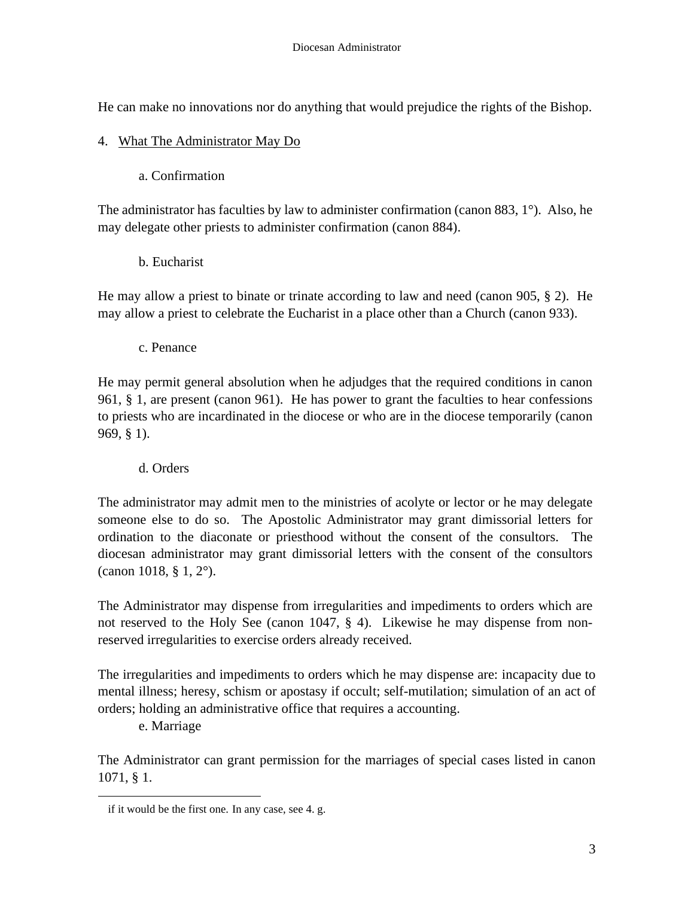He can make no innovations nor do anything that would prejudice the rights of the Bishop.

## 4. What The Administrator May Do

### a. Confirmation

The administrator has faculties by law to administer confirmation (canon 883, 1°). Also, he may delegate other priests to administer confirmation (canon 884).

### b. Eucharist

He may allow a priest to binate or trinate according to law and need (canon 905, § 2). He may allow a priest to celebrate the Eucharist in a place other than a Church (canon 933).

### c. Penance

He may permit general absolution when he adjudges that the required conditions in canon 961, § 1, are present (canon 961). He has power to grant the faculties to hear confessions to priests who are incardinated in the diocese or who are in the diocese temporarily (canon 969, § 1).

### d. Orders

The administrator may admit men to the ministries of acolyte or lector or he may delegate someone else to do so. The Apostolic Administrator may grant dimissorial letters for ordination to the diaconate or priesthood without the consent of the consultors. The diocesan administrator may grant dimissorial letters with the consent of the consultors (canon 1018, § 1, 2°).

The Administrator may dispense from irregularities and impediments to orders which are not reserved to the Holy See (canon 1047, § 4). Likewise he may dispense from non-reserved irregularities to exercise orders already received.

The irregularities and impediments to orders which he may dispense are: incapacity due to mental illness; heresy, schism or apostasy if occult; self-mutilation; simulation of an act of orders; holding an administrative office that requires a accounting.

### e. Marriage

The Administrator can grant permission for the marriages of special cases listed in canon 1071, § 1.

---

if it would be the first one. In any case, see 4. g.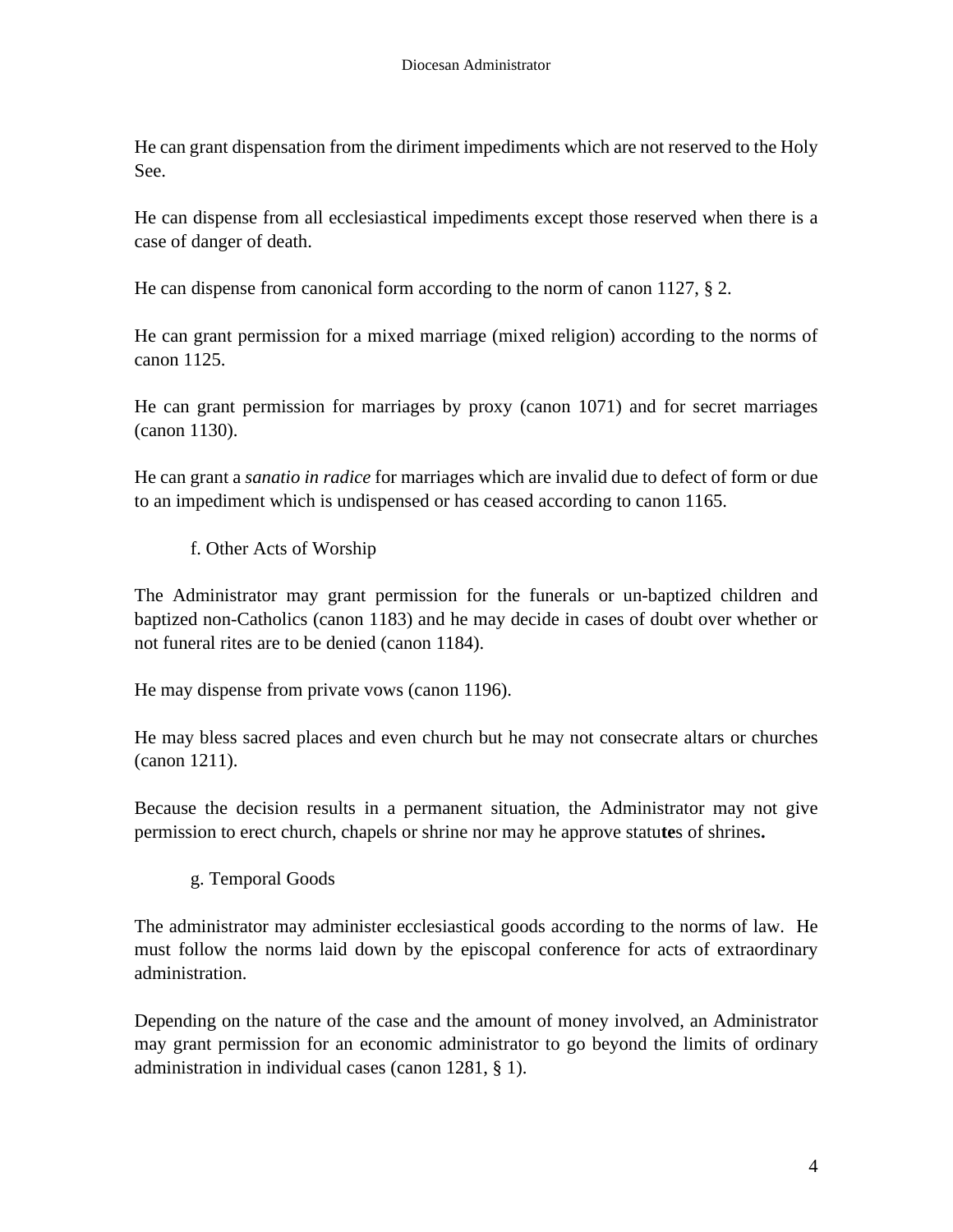He can grant dispensation from the diriment impediments which are not reserved to the Holy See.

He can dispense from all ecclesiastical impediments except those reserved when there is a case of danger of death.

He can dispense from canonical form according to the norm of canon 1127, § 2.

He can grant permission for a mixed marriage (mixed religion) according to the norms of canon 1125.

He can grant permission for marriages by proxy (canon 1071) and for secret marriages (canon 1130).

He can grant a *sanatio in radice* for marriages which are invalid due to defect of form or due to an impediment which is undispensed or has ceased according to canon 1165.

f. Other Acts of Worship

The Administrator may grant permission for the funerals or un-baptized children and baptized non-Catholics (canon 1183) and he may decide in cases of doubt over whether or not funeral rites are to be denied (canon 1184).

He may dispense from private vows (canon 1196).

He may bless sacred places and even church but he may not consecrate altars or churches (canon 1211).

Because the decision results in a permanent situation, the Administrator may not give permission to erect church, chapels or shrine nor may he approve statu**te**s of shrines**.**

g. Temporal Goods

The administrator may administer ecclesiastical goods according to the norms of law. He must follow the norms laid down by the episcopal conference for acts of extraordinary administration.

Depending on the nature of the case and the amount of money involved, an Administrator may grant permission for an economic administrator to go beyond the limits of ordinary administration in individual cases (canon 1281, § 1).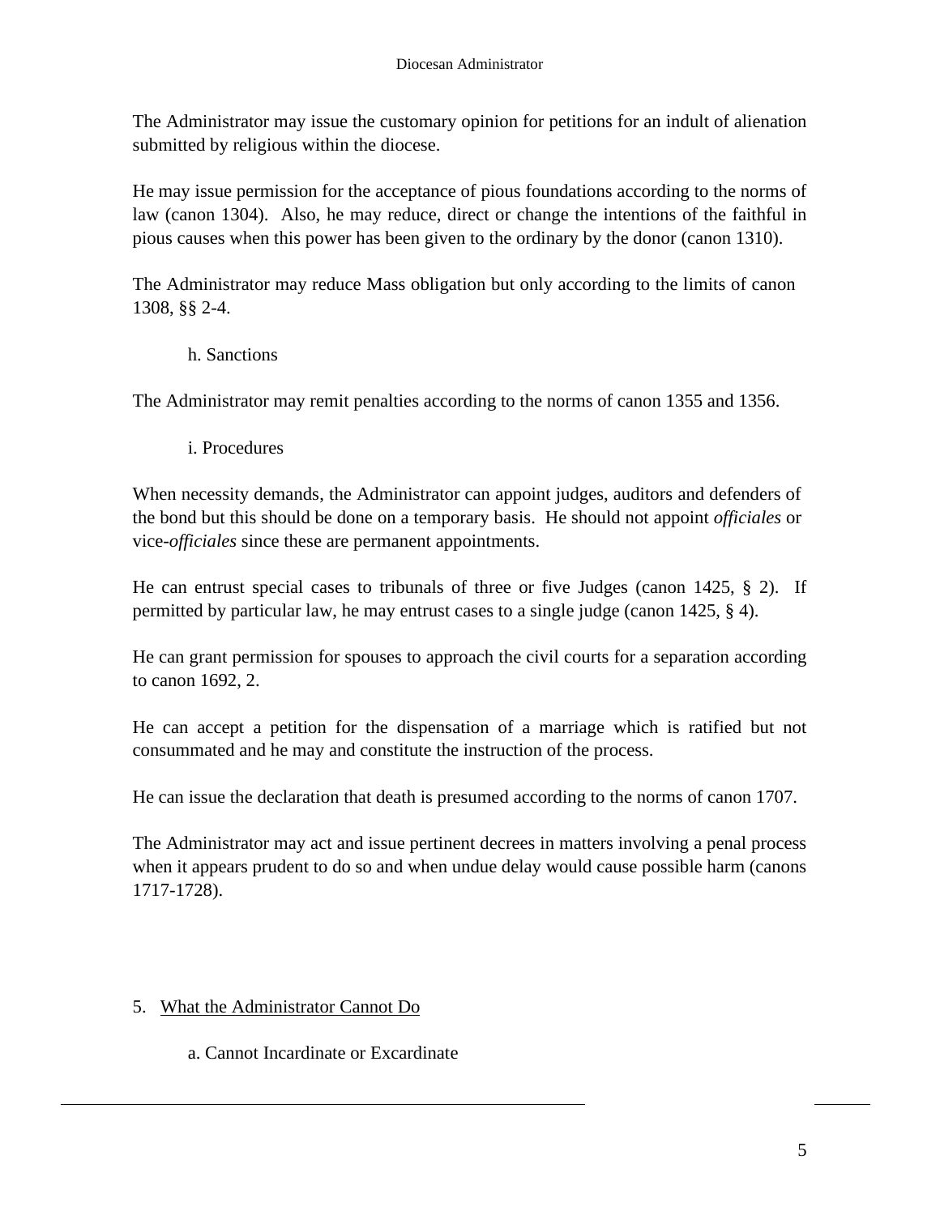The Administrator may issue the customary opinion for petitions for an indult of alienation submitted by religious within the diocese.

He may issue permission for the acceptance of pious foundations according to the norms of law (canon 1304). Also, he may reduce, direct or change the intentions of the faithful in pious causes when this power has been given to the ordinary by the donor (canon 1310).

The Administrator may reduce Mass obligation but only according to the limits of canon 1308, §§ 2-4.

### h. Sanctions

The Administrator may remit penalties according to the norms of canon 1355 and 1356.

### i. Procedures

When necessity demands, the Administrator can appoint judges, auditors and defenders of the bond but this should be done on a temporary basis. He should not appoint *officiales* or vice-*officiales* since these are permanent appointments.

He can entrust special cases to tribunals of three or five Judges (canon 1425, § 2). If permitted by particular law, he may entrust cases to a single judge (canon 1425, § 4).

He can grant permission for spouses to approach the civil courts for a separation according to canon 1692, 2.

He can accept a petition for the dispensation of a marriage which is ratified but not consummated and he may and constitute the instruction of the process.

He can issue the declaration that death is presumed according to the norms of canon 1707.

The Administrator may act and issue pertinent decrees in matters involving a penal process when it appears prudent to do so and when undue delay would cause possible harm (canons 1717-1728).

## 5. <u>What the Administrator Cannot Do</u>

### a. Cannot Incardinate or Excardinate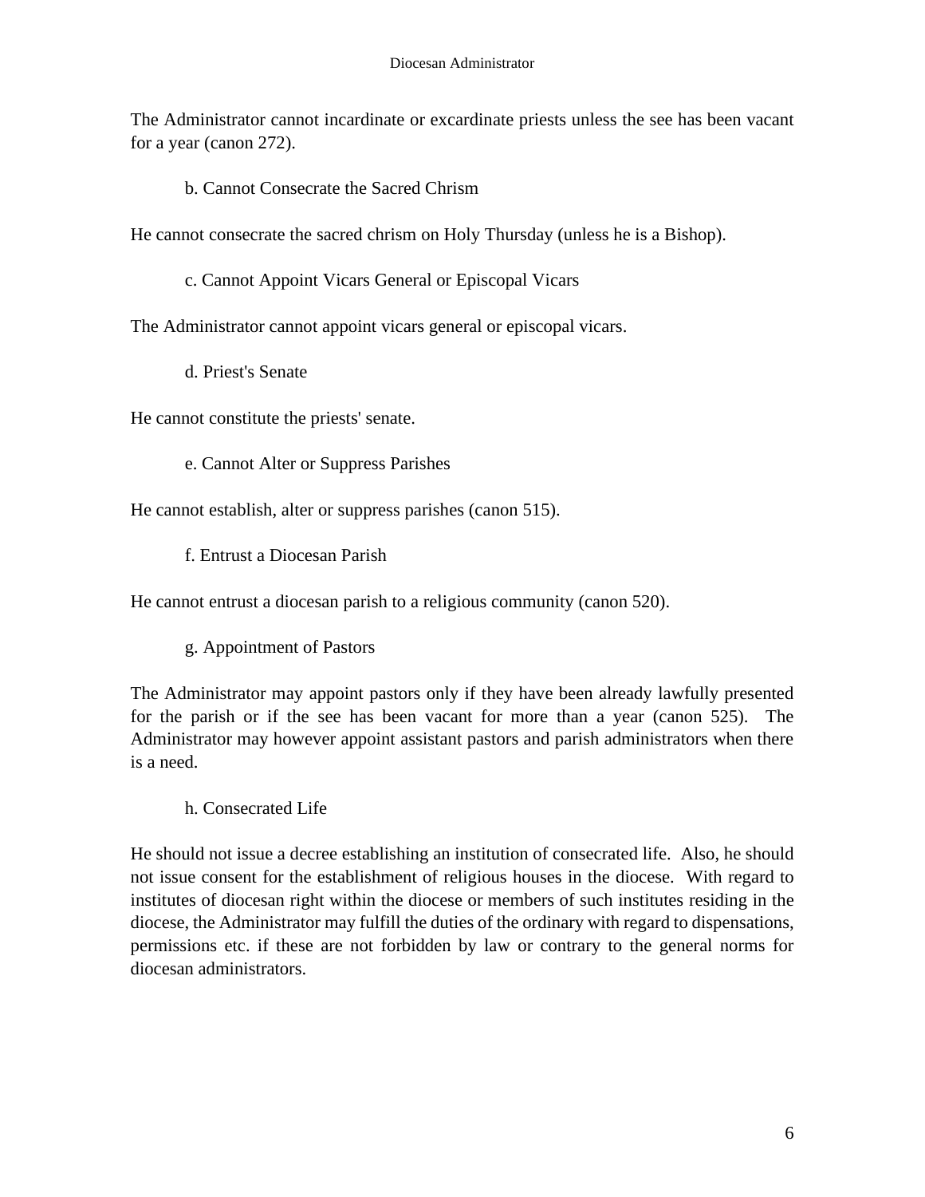The Administrator cannot incardinate or excardinate priests unless the see has been vacant for a year (canon 272).

b. Cannot Consecrate the Sacred Chrism

He cannot consecrate the sacred chrism on Holy Thursday (unless he is a Bishop).

c. Cannot Appoint Vicars General or Episcopal Vicars

The Administrator cannot appoint vicars general or episcopal vicars.

d. Priest's Senate

He cannot constitute the priests' senate.

e. Cannot Alter or Suppress Parishes

He cannot establish, alter or suppress parishes (canon 515).

f. Entrust a Diocesan Parish

He cannot entrust a diocesan parish to a religious community (canon 520).

g. Appointment of Pastors

The Administrator may appoint pastors only if they have been already lawfully presented for the parish or if the see has been vacant for more than a year (canon 525). The Administrator may however appoint assistant pastors and parish administrators when there is a need.

h. Consecrated Life

He should not issue a decree establishing an institution of consecrated life. Also, he should not issue consent for the establishment of religious houses in the diocese. With regard to institutes of diocesan right within the diocese or members of such institutes residing in the diocese, the Administrator may fulfill the duties of the ordinary with regard to dispensations, permissions etc. if these are not forbidden by law or contrary to the general norms for diocesan administrators.